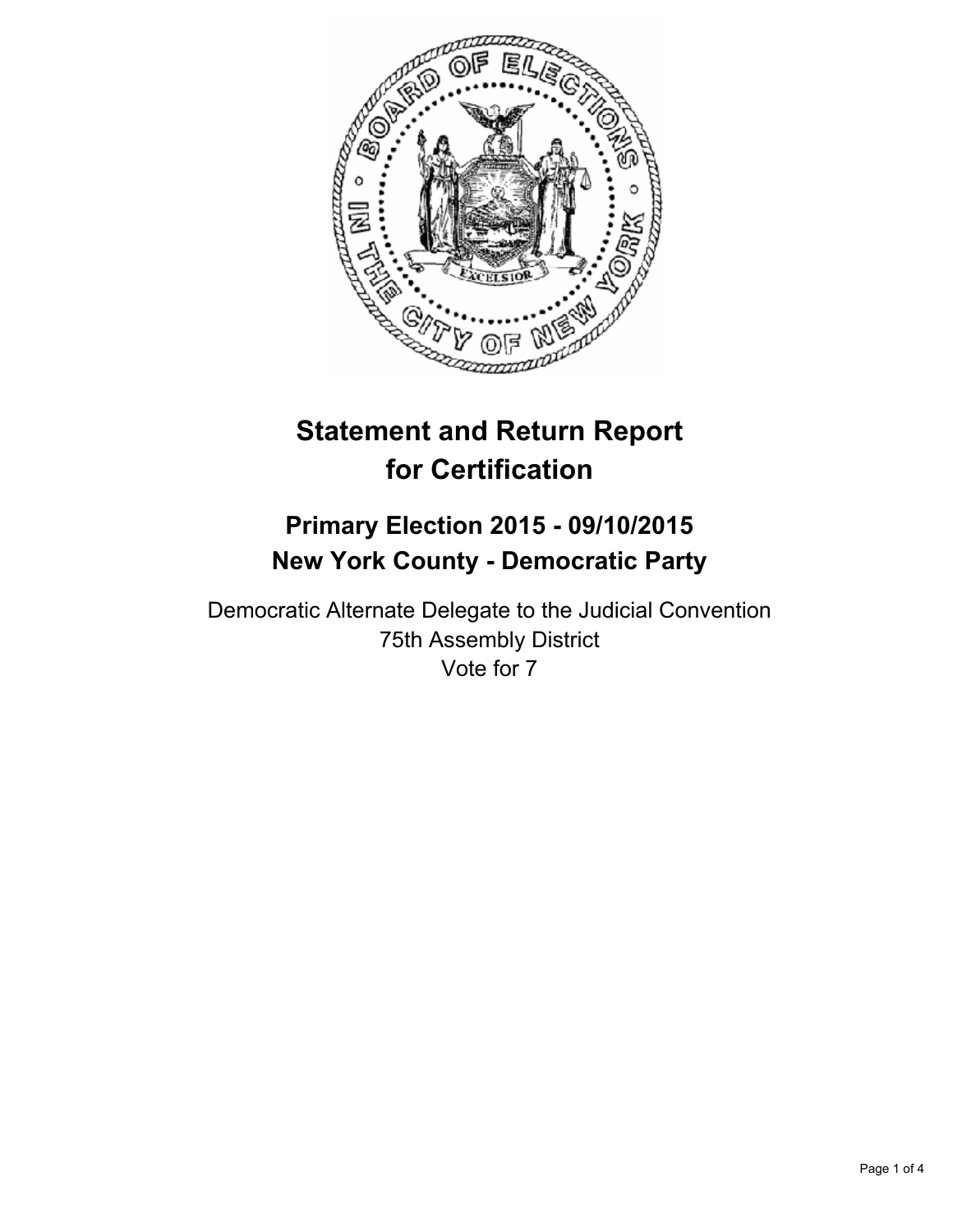# Statement and Return Report for Certification

## Primary Election 2015 - 09/10/2015
## New York County - Democratic Party

Democratic Alternate Delegate to the Judicial Convention
75th Assembly District
Vote for 7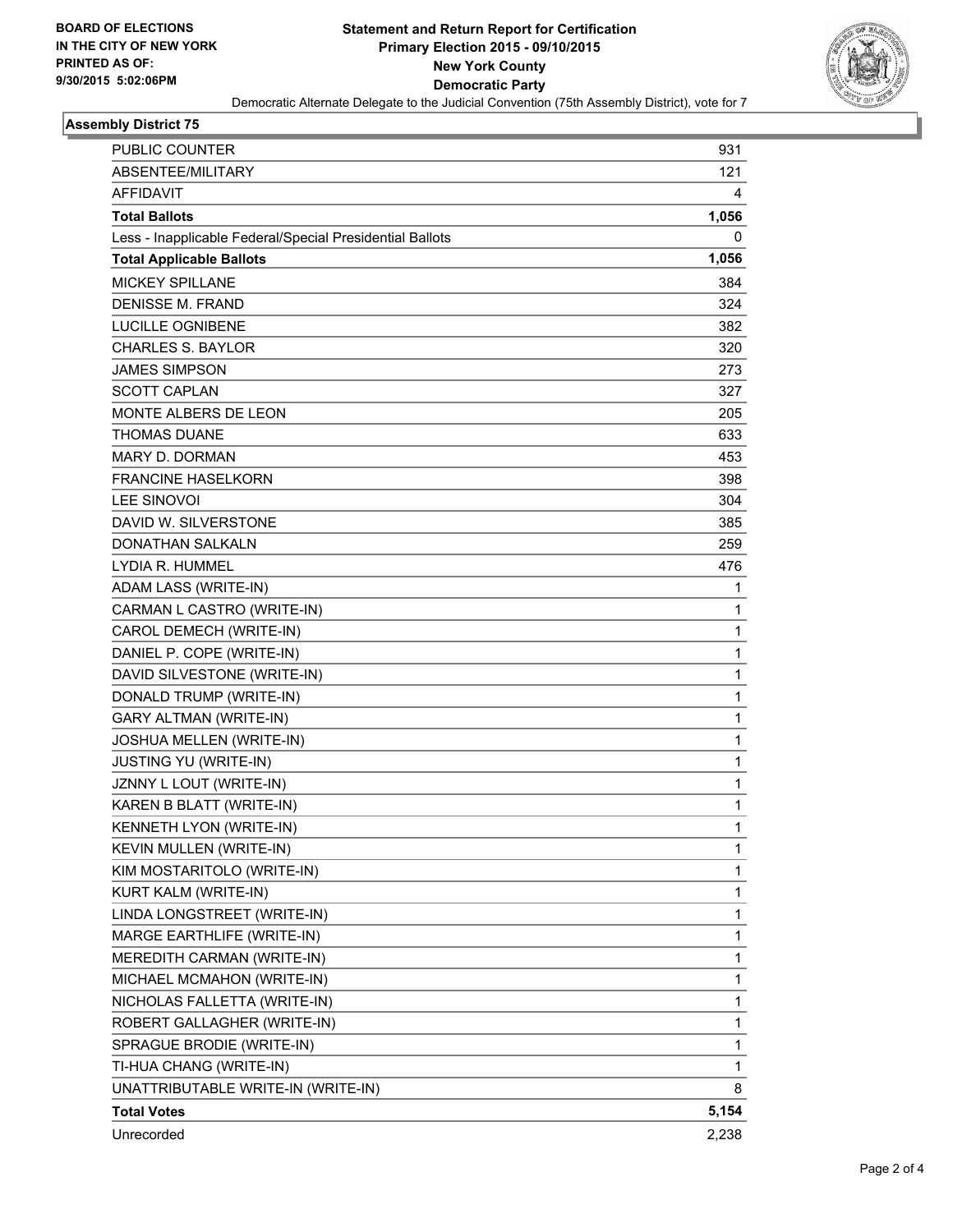BOARD OF ELECTIONS
IN THE CITY OF NEW YORK
PRINTED AS OF:
9/30/2015 5:02:06PM

**Statement and Return Report for Certification**
**Primary Election 2015 - 09/10/2015**
**New York County**
**Democratic Party**
Democratic Alternate Delegate to the Judicial Convention (75th Assembly District), vote for 7

### Assembly District 75

| | |
|---|---|
| PUBLIC COUNTER | 931 |
| ABSENTEE/MILITARY | 121 |
| AFFIDAVIT | 4 |
| **Total Ballots** | **1,056** |
| Less - Inapplicable Federal/Special Presidential Ballots | 0 |
| **Total Applicable Ballots** | **1,056** |
| MICKEY SPILLANE | 384 |
| DENISSE M. FRAND | 324 |
| LUCILLE OGNIBENE | 382 |
| CHARLES S. BAYLOR | 320 |
| JAMES SIMPSON | 273 |
| SCOTT CAPLAN | 327 |
| MONTE ALBERS DE LEON | 205 |
| THOMAS DUANE | 633 |
| MARY D. DORMAN | 453 |
| FRANCINE HASELKORN | 398 |
| LEE SINOVOI | 304 |
| DAVID W. SILVERSTONE | 385 |
| DONATHAN SALKALN | 259 |
| LYDIA R. HUMMEL | 476 |
| ADAM LASS (WRITE-IN) | 1 |
| CARMAN L CASTRO (WRITE-IN) | 1 |
| CAROL DEMECH (WRITE-IN) | 1 |
| DANIEL P. COPE (WRITE-IN) | 1 |
| DAVID SILVESTONE (WRITE-IN) | 1 |
| DONALD TRUMP (WRITE-IN) | 1 |
| GARY ALTMAN (WRITE-IN) | 1 |
| JOSHUA MELLEN (WRITE-IN) | 1 |
| JUSTING YU (WRITE-IN) | 1 |
| JZNNY L LOUT (WRITE-IN) | 1 |
| KAREN B BLATT (WRITE-IN) | 1 |
| KENNETH LYON (WRITE-IN) | 1 |
| KEVIN MULLEN (WRITE-IN) | 1 |
| KIM MOSTARITOLO (WRITE-IN) | 1 |
| KURT KALM (WRITE-IN) | 1 |
| LINDA LONGSTREET (WRITE-IN) | 1 |
| MARGE EARTHLIFE (WRITE-IN) | 1 |
| MEREDITH CARMAN (WRITE-IN) | 1 |
| MICHAEL MCMAHON (WRITE-IN) | 1 |
| NICHOLAS FALLETTA (WRITE-IN) | 1 |
| ROBERT GALLAGHER (WRITE-IN) | 1 |
| SPRAGUE BRODIE (WRITE-IN) | 1 |
| TI-HUA CHANG (WRITE-IN) | 1 |
| UNATTRIBUTABLE WRITE-IN (WRITE-IN) | 8 |
| **Total Votes** | **5,154** |
| Unrecorded | 2,238 |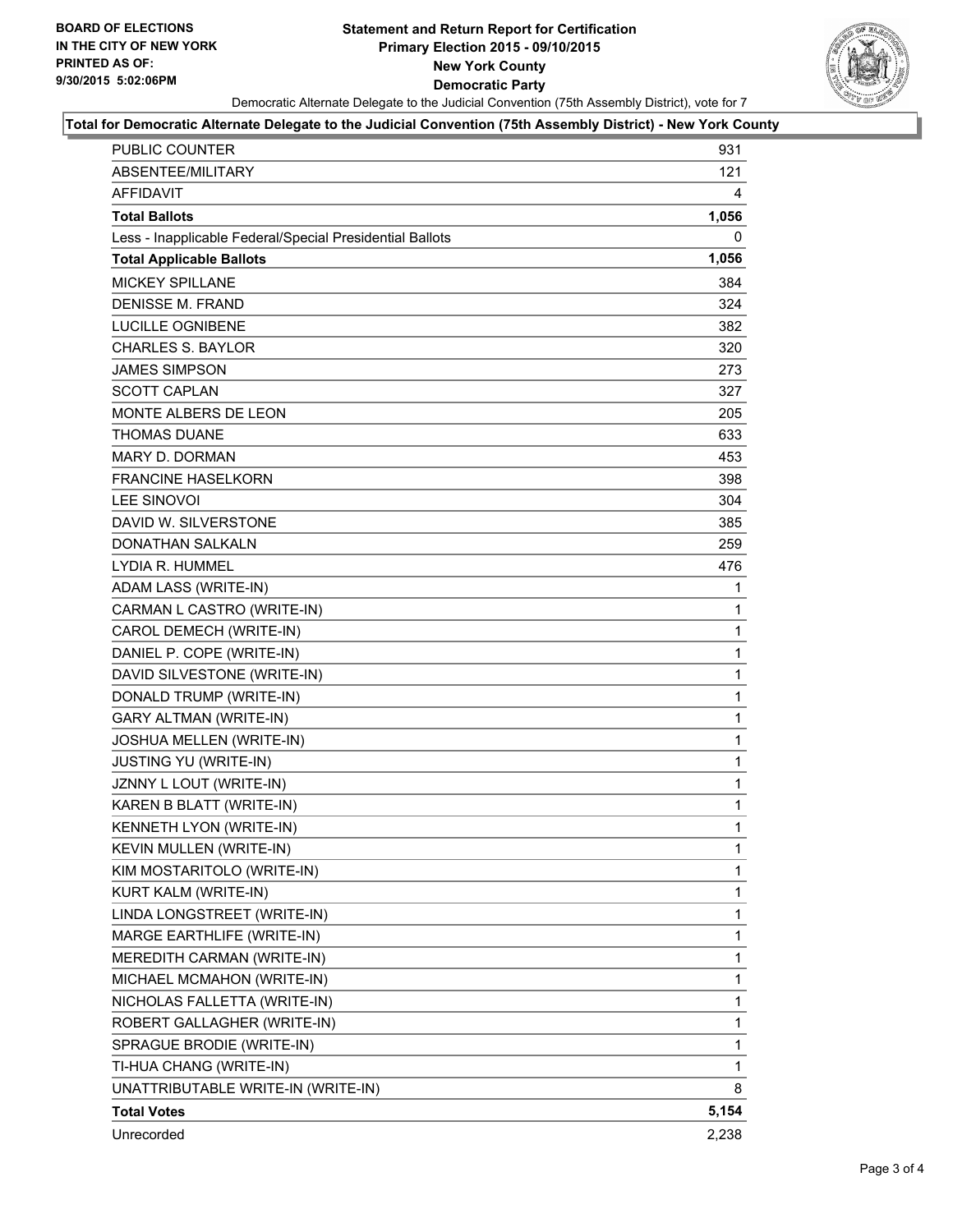BOARD OF ELECTIONS
IN THE CITY OF NEW YORK
PRINTED AS OF:
9/30/2015 5:02:06PM

# Statement and Return Report for Certification
## Primary Election 2015 - 09/10/2015
## New York County
## Democratic Party

Democratic Alternate Delegate to the Judicial Convention (75th Assembly District), vote for 7

**Total for Democratic Alternate Delegate to the Judicial Convention (75th Assembly District) - New York County**

| | |
|---|---|
| PUBLIC COUNTER | 931 |
| ABSENTEE/MILITARY | 121 |
| AFFIDAVIT | 4 |
| **Total Ballots** | **1,056** |
| Less - Inapplicable Federal/Special Presidential Ballots | 0 |
| **Total Applicable Ballots** | **1,056** |
| MICKEY SPILLANE | 384 |
| DENISSE M. FRAND | 324 |
| LUCILLE OGNIBENE | 382 |
| CHARLES S. BAYLOR | 320 |
| JAMES SIMPSON | 273 |
| SCOTT CAPLAN | 327 |
| MONTE ALBERS DE LEON | 205 |
| THOMAS DUANE | 633 |
| MARY D. DORMAN | 453 |
| FRANCINE HASELKORN | 398 |
| LEE SINOVOI | 304 |
| DAVID W. SILVERSTONE | 385 |
| DONATHAN SALKALN | 259 |
| LYDIA R. HUMMEL | 476 |
| ADAM LASS (WRITE-IN) | 1 |
| CARMAN L CASTRO (WRITE-IN) | 1 |
| CAROL DEMECH (WRITE-IN) | 1 |
| DANIEL P. COPE (WRITE-IN) | 1 |
| DAVID SILVESTONE (WRITE-IN) | 1 |
| DONALD TRUMP (WRITE-IN) | 1 |
| GARY ALTMAN (WRITE-IN) | 1 |
| JOSHUA MELLEN (WRITE-IN) | 1 |
| JUSTING YU (WRITE-IN) | 1 |
| JZNNY L LOUT (WRITE-IN) | 1 |
| KAREN B BLATT (WRITE-IN) | 1 |
| KENNETH LYON (WRITE-IN) | 1 |
| KEVIN MULLEN (WRITE-IN) | 1 |
| KIM MOSTARITOLO (WRITE-IN) | 1 |
| KURT KALM (WRITE-IN) | 1 |
| LINDA LONGSTREET (WRITE-IN) | 1 |
| MARGE EARTHLIFE (WRITE-IN) | 1 |
| MEREDITH CARMAN (WRITE-IN) | 1 |
| MICHAEL MCMAHON (WRITE-IN) | 1 |
| NICHOLAS FALLETTA (WRITE-IN) | 1 |
| ROBERT GALLAGHER (WRITE-IN) | 1 |
| SPRAGUE BRODIE (WRITE-IN) | 1 |
| TI-HUA CHANG (WRITE-IN) | 1 |
| UNATTRIBUTABLE WRITE-IN (WRITE-IN) | 8 |
| **Total Votes** | **5,154** |
| Unrecorded | 2,238 |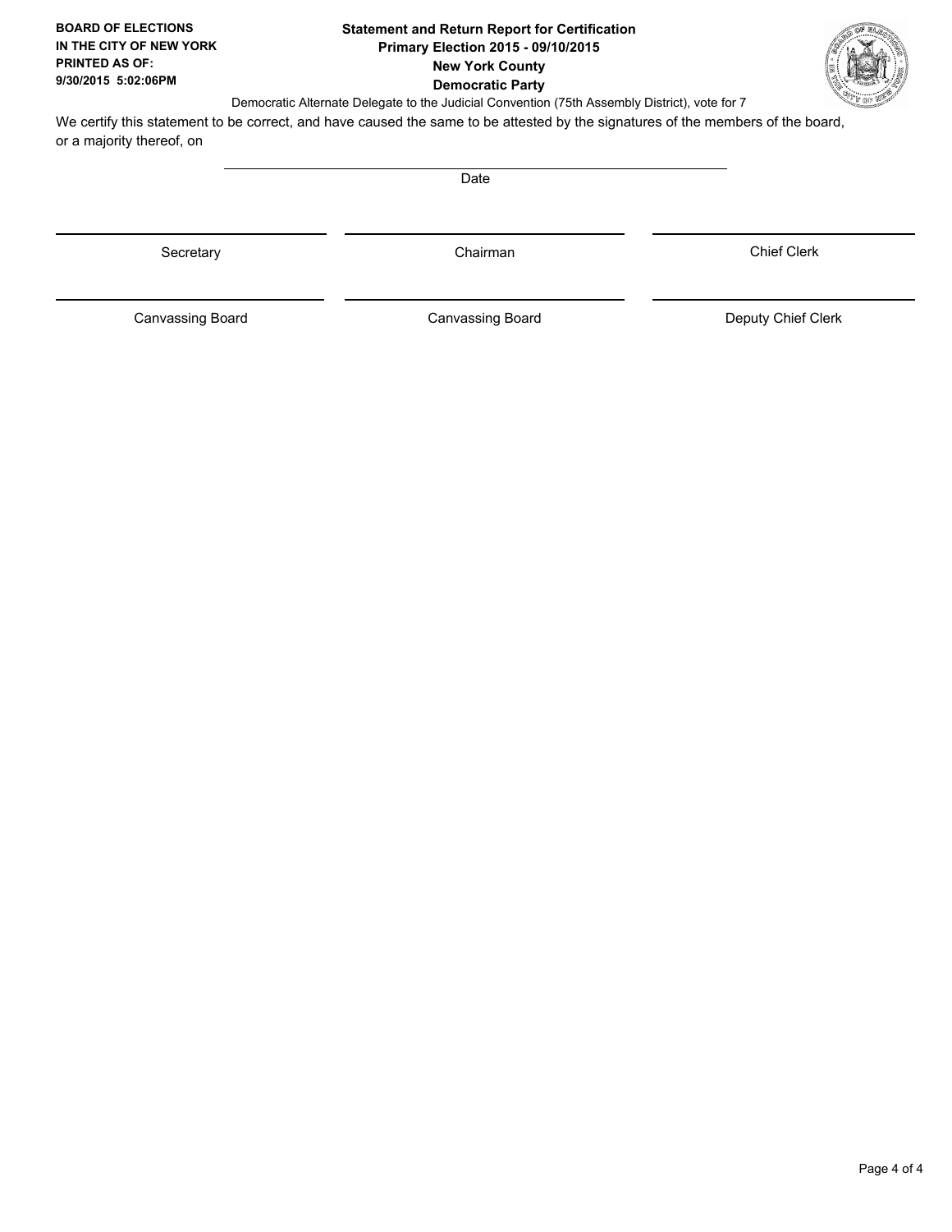**BOARD OF ELECTIONS**
**IN THE CITY OF NEW YORK**
**PRINTED AS OF:**
**9/30/2015 5:02:06PM**

**Statement and Return Report for Certification**
**Primary Election 2015 - 09/10/2015**
**New York County**
**Democratic Party**

Democratic Alternate Delegate to the Judicial Convention (75th Assembly District), vote for 7

We certify this statement to be correct, and have caused the same to be attested by the signatures of the members of the board, or a majority thereof, on

Date

| | | |
|---|---|---|
| Secretary | Chairman | Chief Clerk |
| Canvassing Board | Canvassing Board | Deputy Chief Clerk |